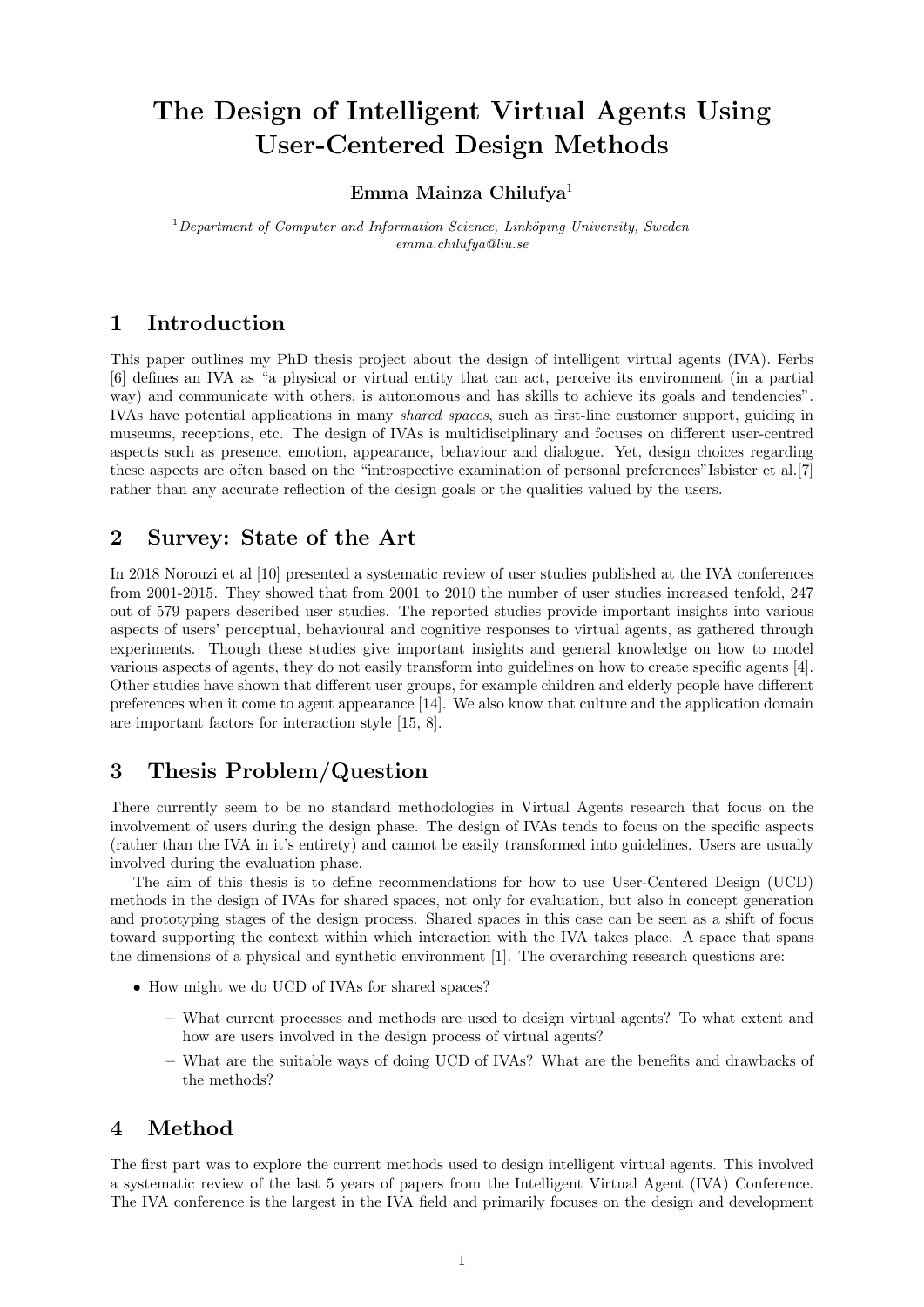# The Design of Intelligent Virtual Agents Using User-Centered Design Methods

**Emma Mainza Chilufya**[1]

[1] *Department of Computer and Information Science, Linköping University, Sweden*
*emma.chilufya@liu.se*

## 1 Introduction

This paper outlines my PhD thesis project about the design of intelligent virtual agents (IVA). Ferbs [6] defines an IVA as "a physical or virtual entity that can act, perceive its environment (in a partial way) and communicate with others, is autonomous and has skills to achieve its goals and tendencies". IVAs have potential applications in many *shared spaces*, such as first-line customer support, guiding in museums, receptions, etc. The design of IVAs is multidisciplinary and focuses on different user-centred aspects such as presence, emotion, appearance, behaviour and dialogue. Yet, design choices regarding these aspects are often based on the "introspective examination of personal preferences"Isbister et al.[7] rather than any accurate reflection of the design goals or the qualities valued by the users.

## 2 Survey: State of the Art

In 2018 Norouzi et al [10] presented a systematic review of user studies published at the IVA conferences from 2001-2015. They showed that from 2001 to 2010 the number of user studies increased tenfold, 247 out of 579 papers described user studies. The reported studies provide important insights into various aspects of users' perceptual, behavioural and cognitive responses to virtual agents, as gathered through experiments. Though these studies give important insights and general knowledge on how to model various aspects of agents, they do not easily transform into guidelines on how to create specific agents [4]. Other studies have shown that different user groups, for example children and elderly people have different preferences when it come to agent appearance [14]. We also know that culture and the application domain are important factors for interaction style [15, 8].

## 3 Thesis Problem/Question

There currently seem to be no standard methodologies in Virtual Agents research that focus on the involvement of users during the design phase. The design of IVAs tends to focus on the specific aspects (rather than the IVA in it's entirety) and cannot be easily transformed into guidelines. Users are usually involved during the evaluation phase.

The aim of this thesis is to define recommendations for how to use User-Centered Design (UCD) methods in the design of IVAs for shared spaces, not only for evaluation, but also in concept generation and prototyping stages of the design process. Shared spaces in this case can be seen as a shift of focus toward supporting the context within which interaction with the IVA takes place. A space that spans the dimensions of a physical and synthetic environment [1]. The overarching research questions are:

- How might we do UCD of IVAs for shared spaces?
  - What current processes and methods are used to design virtual agents? To what extent and how are users involved in the design process of virtual agents?
  - What are the suitable ways of doing UCD of IVAs? What are the benefits and drawbacks of the methods?

## 4 Method

The first part was to explore the current methods used to design intelligent virtual agents. This involved a systematic review of the last 5 years of papers from the Intelligent Virtual Agent (IVA) Conference. The IVA conference is the largest in the IVA field and primarily focuses on the design and development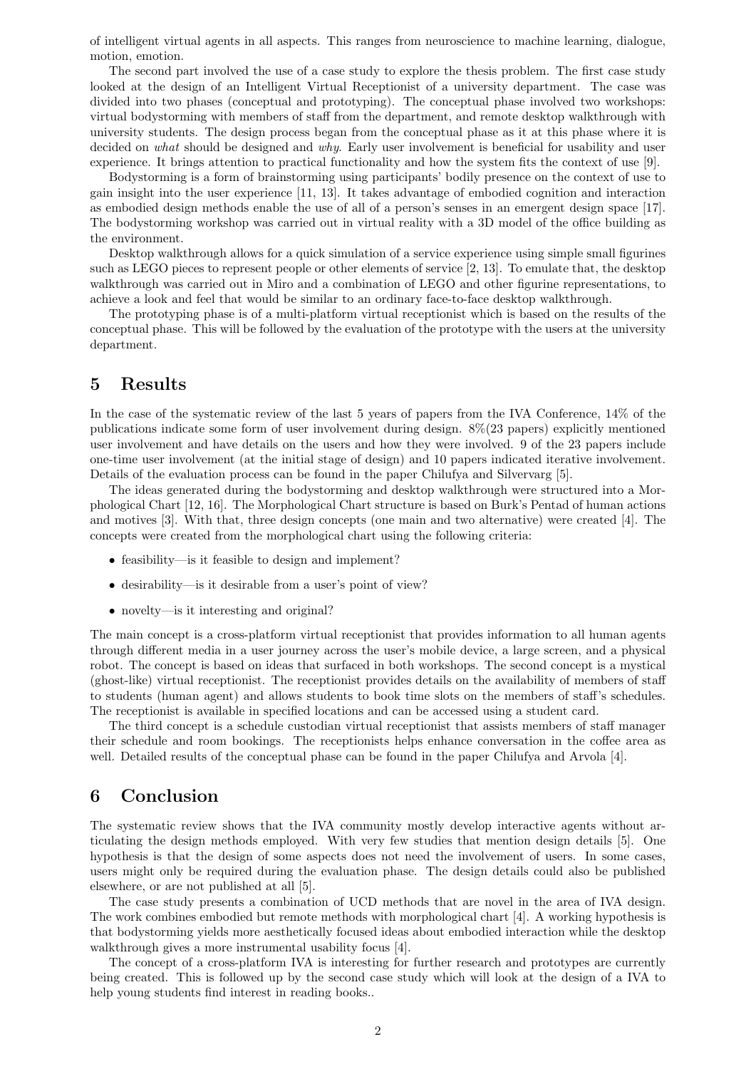of intelligent virtual agents in all aspects. This ranges from neuroscience to machine learning, dialogue, motion, emotion.

The second part involved the use of a case study to explore the thesis problem. The first case study looked at the design of an Intelligent Virtual Receptionist of a university department. The case was divided into two phases (conceptual and prototyping). The conceptual phase involved two workshops: virtual bodystorming with members of staff from the department, and remote desktop walkthrough with university students. The design process began from the conceptual phase as it at this phase where it is decided on *what* should be designed and *why*. Early user involvement is beneficial for usability and user experience. It brings attention to practical functionality and how the system fits the context of use [9].

Bodystorming is a form of brainstorming using participants' bodily presence on the context of use to gain insight into the user experience [11, 13]. It takes advantage of embodied cognition and interaction as embodied design methods enable the use of all of a person's senses in an emergent design space [17]. The bodystorming workshop was carried out in virtual reality with a 3D model of the office building as the environment.

Desktop walkthrough allows for a quick simulation of a service experience using simple small figurines such as LEGO pieces to represent people or other elements of service [2, 13]. To emulate that, the desktop walkthrough was carried out in Miro and a combination of LEGO and other figurine representations, to achieve a look and feel that would be similar to an ordinary face-to-face desktop walkthrough.

The prototyping phase is of a multi-platform virtual receptionist which is based on the results of the conceptual phase. This will be followed by the evaluation of the prototype with the users at the university department.

## 5 Results

In the case of the systematic review of the last 5 years of papers from the IVA Conference, 14% of the publications indicate some form of user involvement during design. 8%(23 papers) explicitly mentioned user involvement and have details on the users and how they were involved. 9 of the 23 papers include one-time user involvement (at the initial stage of design) and 10 papers indicated iterative involvement. Details of the evaluation process can be found in the paper Chilufya and Silvervarg [5].

The ideas generated during the bodystorming and desktop walkthrough were structured into a Morphological Chart [12, 16]. The Morphological Chart structure is based on Burk's Pentad of human actions and motives [3]. With that, three design concepts (one main and two alternative) were created [4]. The concepts were created from the morphological chart using the following criteria:

- feasibility—is it feasible to design and implement?
- desirability—is it desirable from a user's point of view?
- novelty—is it interesting and original?

The main concept is a cross-platform virtual receptionist that provides information to all human agents through different media in a user journey across the user's mobile device, a large screen, and a physical robot. The concept is based on ideas that surfaced in both workshops. The second concept is a mystical (ghost-like) virtual receptionist. The receptionist provides details on the availability of members of staff to students (human agent) and allows students to book time slots on the members of staff's schedules. The receptionist is available in specified locations and can be accessed using a student card.

The third concept is a schedule custodian virtual receptionist that assists members of staff manager their schedule and room bookings. The receptionists helps enhance conversation in the coffee area as well. Detailed results of the conceptual phase can be found in the paper Chilufya and Arvola [4].

## 6 Conclusion

The systematic review shows that the IVA community mostly develop interactive agents without articulating the design methods employed. With very few studies that mention design details [5]. One hypothesis is that the design of some aspects does not need the involvement of users. In some cases, users might only be required during the evaluation phase. The design details could also be published elsewhere, or are not published at all [5].

The case study presents a combination of UCD methods that are novel in the area of IVA design. The work combines embodied but remote methods with morphological chart [4]. A working hypothesis is that bodystorming yields more aesthetically focused ideas about embodied interaction while the desktop walkthrough gives a more instrumental usability focus [4].

The concept of a cross-platform IVA is interesting for further research and prototypes are currently being created. This is followed up by the second case study which will look at the design of a IVA to help young students find interest in reading books..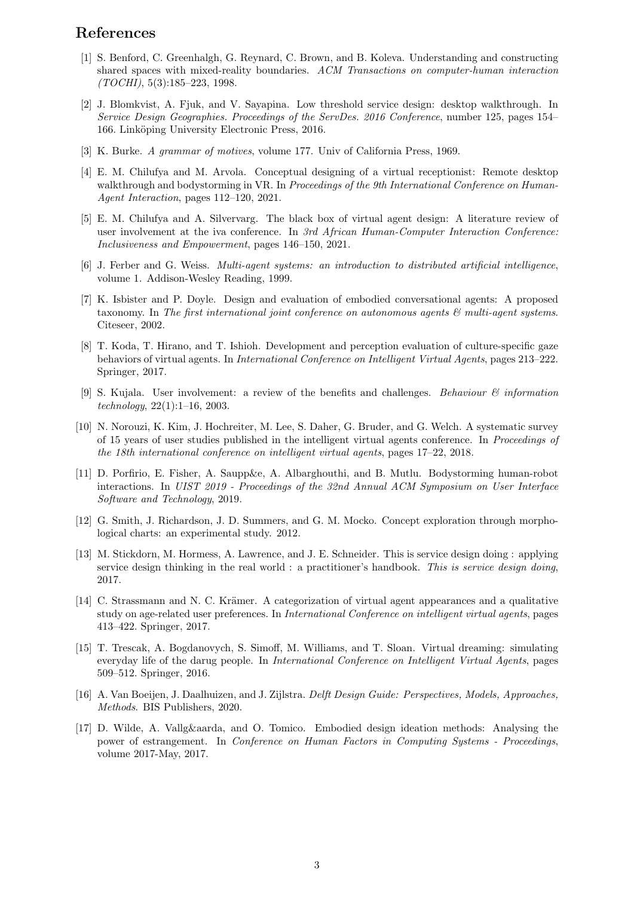# References

[1] S. Benford, C. Greenhalgh, G. Reynard, C. Brown, and B. Koleva. Understanding and constructing shared spaces with mixed-reality boundaries. *ACM Transactions on computer-human interaction (TOCHI)*, 5(3):185–223, 1998.

[2] J. Blomkvist, A. Fjuk, and V. Sayapina. Low threshold service design: desktop walkthrough. In *Service Design Geographies. Proceedings of the ServDes. 2016 Conference*, number 125, pages 154–166. Linköping University Electronic Press, 2016.

[3] K. Burke. *A grammar of motives*, volume 177. Univ of California Press, 1969.

[4] E. M. Chilufya and M. Arvola. Conceptual designing of a virtual receptionist: Remote desktop walkthrough and bodystorming in VR. In *Proceedings of the 9th International Conference on Human-Agent Interaction*, pages 112–120, 2021.

[5] E. M. Chilufya and A. Silvervarg. The black box of virtual agent design: A literature review of user involvement at the iva conference. In *3rd African Human-Computer Interaction Conference: Inclusiveness and Empowerment*, pages 146–150, 2021.

[6] J. Ferber and G. Weiss. *Multi-agent systems: an introduction to distributed artificial intelligence*, volume 1. Addison-Wesley Reading, 1999.

[7] K. Isbister and P. Doyle. Design and evaluation of embodied conversational agents: A proposed taxonomy. In *The first international joint conference on autonomous agents & multi-agent systems*. Citeseer, 2002.

[8] T. Koda, T. Hirano, and T. Ishioh. Development and perception evaluation of culture-specific gaze behaviors of virtual agents. In *International Conference on Intelligent Virtual Agents*, pages 213–222. Springer, 2017.

[9] S. Kujala. User involvement: a review of the benefits and challenges. *Behaviour & information technology*, 22(1):1–16, 2003.

[10] N. Norouzi, K. Kim, J. Hochreiter, M. Lee, S. Daher, G. Bruder, and G. Welch. A systematic survey of 15 years of user studies published in the intelligent virtual agents conference. In *Proceedings of the 18th international conference on intelligent virtual agents*, pages 17–22, 2018.

[11] D. Porfirio, E. Fisher, A. Saupp&e, A. Albarghouthi, and B. Mutlu. Bodystorming human-robot interactions. In *UIST 2019 - Proceedings of the 32nd Annual ACM Symposium on User Interface Software and Technology*, 2019.

[12] G. Smith, J. Richardson, J. D. Summers, and G. M. Mocko. Concept exploration through morphological charts: an experimental study. 2012.

[13] M. Stickdorn, M. Hormess, A. Lawrence, and J. E. Schneider. This is service design doing : applying service design thinking in the real world : a practitioner's handbook. *This is service design doing*, 2017.

[14] C. Strassmann and N. C. Krämer. A categorization of virtual agent appearances and a qualitative study on age-related user preferences. In *International Conference on intelligent virtual agents*, pages 413–422. Springer, 2017.

[15] T. Trescak, A. Bogdanovych, S. Simoff, M. Williams, and T. Sloan. Virtual dreaming: simulating everyday life of the darug people. In *International Conference on Intelligent Virtual Agents*, pages 509–512. Springer, 2016.

[16] A. Van Boeijen, J. Daalhuizen, and J. Zijlstra. *Delft Design Guide: Perspectives, Models, Approaches, Methods*. BIS Publishers, 2020.

[17] D. Wilde, A. Vallg&aarda, and O. Tomico. Embodied design ideation methods: Analysing the power of estrangement. In *Conference on Human Factors in Computing Systems - Proceedings*, volume 2017-May, 2017.